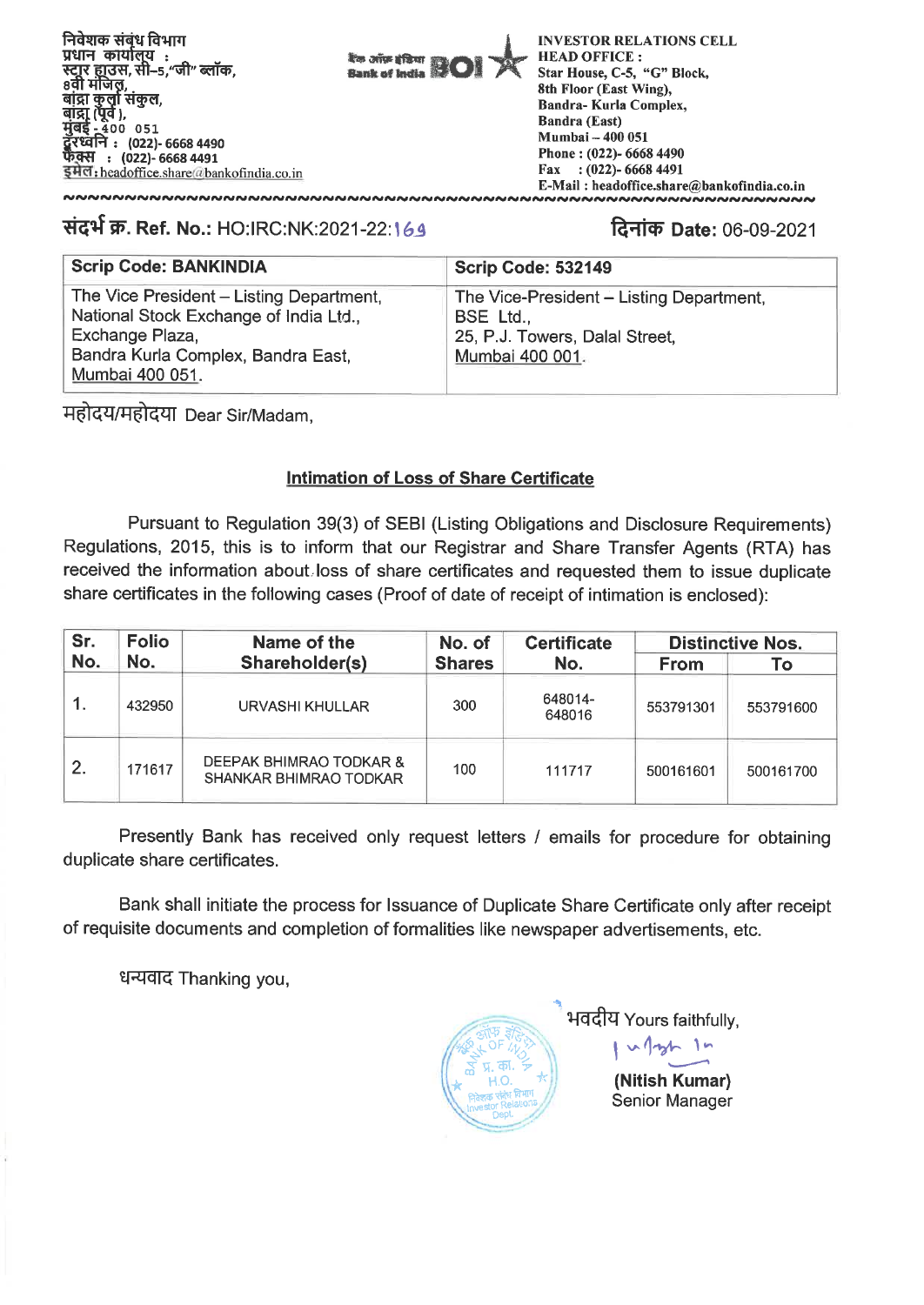निवेशक संबंध विभाग
प्रधान कार्यालय :
स्टार हाउस, सी–5,"जी" ब्लॉक,
8वी मंजिल,
बांद्रा कुर्ला संकुल,
बांद्रा (पूर्व ),
मुंबई - 400 051
दूरध्वनि : (022)- 6668 4490
फैक्स : (022)- 6668 4491
इमेल : headoffice.share@bankofindia.co.in

बैंक ऑफ इंडिया Bank of India BOI

**INVESTOR RELATIONS CELL**
**HEAD OFFICE :**
Star House, C-5, "G" Block,
8th Floor (East Wing),
Bandra- Kurla Complex,
Bandra (East)
Mumbai – 400 051
Phone : (022)- 6668 4490
Fax : (022)- 6668 4491
E-Mail : headoffice.share@bankofindia.co.in

**संदर्भ क्र. Ref. No.:** HO:IRC:NK:2021-22:169

**दिनांक Date:** 06-09-2021

| Scrip Code: BANKINDIA | Scrip Code: 532149 |
|---|---|
| The Vice President – Listing Department, National Stock Exchange of India Ltd., Exchange Plaza, Bandra Kurla Complex, Bandra East, Mumbai 400 051. | The Vice-President – Listing Department, BSE Ltd., 25, P.J. Towers, Dalal Street, Mumbai 400 001. |

महोदय/महोदया Dear Sir/Madam,

**Intimation of Loss of Share Certificate**

Pursuant to Regulation 39(3) of SEBI (Listing Obligations and Disclosure Requirements) Regulations, 2015, this is to inform that our Registrar and Share Transfer Agents (RTA) has received the information about loss of share certificates and requested them to issue duplicate share certificates in the following cases (Proof of date of receipt of intimation is enclosed):

| Sr. No. | Folio No. | Name of the Shareholder(s) | No. of Shares | Certificate No. | Distinctive Nos. | |
|---|---|---|---|---|---|---|
| | | | | | From | To |
| 1. | 432950 | URVASHI KHULLAR | 300 | 648014-648016 | 553791301 | 553791600 |
| 2. | 171617 | DEEPAK BHIMRAO TODKAR & SHANKAR BHIMRAO TODKAR | 100 | 111717 | 500161601 | 500161700 |

Presently Bank has received only request letters / emails for procedure for obtaining duplicate share certificates.

Bank shall initiate the process for Issuance of Duplicate Share Certificate only after receipt of requisite documents and completion of formalities like newspaper advertisements, etc.

धन्यवाद Thanking you,

भवदीय Yours faithfully,

**(Nitish Kumar)**
Senior Manager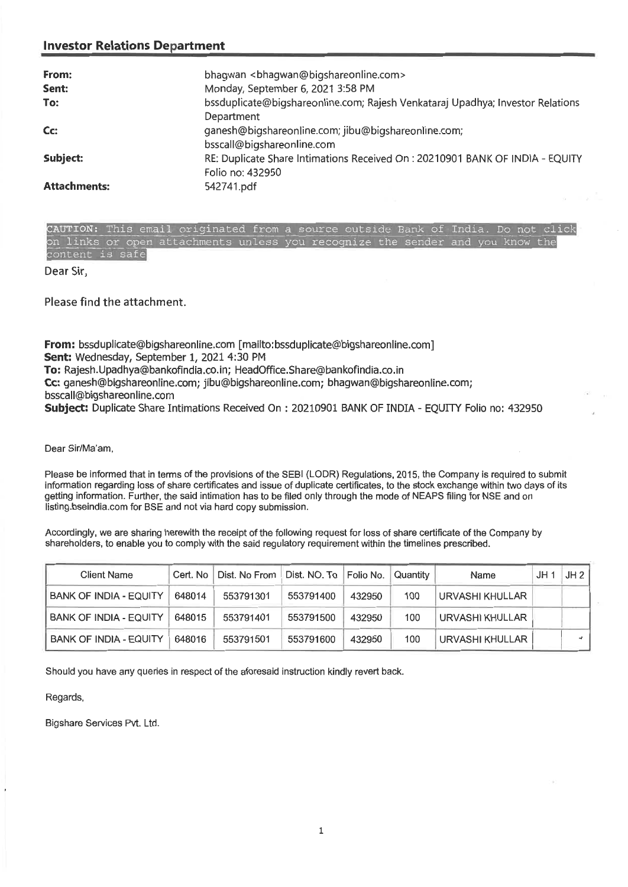## Investor Relations Department

| | |
|---|---|
| **From:** | bhagwan <bhagwan@bigshareonline.com> |
| **Sent:** | Monday, September 6, 2021 3:58 PM |
| **To:** | bssduplicate@bigshareonline.com; Rajesh Venkataraj Upadhya; Investor Relations Department |
| **Cc:** | ganesh@bigshareonline.com; jibu@bigshareonline.com; bsscall@bigshareonline.com |
| **Subject:** | RE: Duplicate Share Intimations Received On : 20210901 BANK OF INDIA - EQUITY Folio no: 432950 |
| **Attachments:** | 542741.pdf |

CAUTION: This email originated from a source outside Bank of India. Do not click on links or open attachments unless you recognize the sender and you know the content is safe

Dear Sir,

Please find the attachment.

**From:** bssduplicate@bigshareonline.com [mailto:bssduplicate@bigshareonline.com]
**Sent:** Wednesday, September 1, 2021 4:30 PM
**To:** Rajesh.Upadhya@bankofindia.co.in; HeadOffice.Share@bankofindia.co.in
**Cc:** ganesh@bigshareonline.com; jibu@bigshareonline.com; bhagwan@bigshareonline.com; bsscall@bigshareonline.com
**Subject:** Duplicate Share Intimations Received On : 20210901 BANK OF INDIA - EQUITY Folio no: 432950

Dear Sir/Ma'am,

Please be informed that in terms of the provisions of the SEBI (LODR) Regulations, 2015, the Company is required to submit information regarding loss of share certificates and issue of duplicate certificates, to the stock exchange within two days of its getting information. Further, the said intimation has to be filed only through the mode of NEAPS filing for NSE and on listing.bseindia.com for BSE and not via hard copy submission.

Accordingly, we are sharing herewith the receipt of the following request for loss of share certificate of the Company by shareholders, to enable you to comply with the said regulatory requirement within the timelines prescribed.

| Client Name | Cert. No | Dist. No From | Dist. NO. To | Folio No. | Quantity | Name | JH 1 | JH 2 |
|---|---|---|---|---|---|---|---|---|
| BANK OF INDIA - EQUITY | 648014 | 553791301 | 553791400 | 432950 | 100 | URVASHI KHULLAR | | |
| BANK OF INDIA - EQUITY | 648015 | 553791401 | 553791500 | 432950 | 100 | URVASHI KHULLAR | | |
| BANK OF INDIA - EQUITY | 648016 | 553791501 | 553791600 | 432950 | 100 | URVASHI KHULLAR | | |

Should you have any queries in respect of the aforesaid instruction kindly revert back.

Regards,

Bigshare Services Pvt. Ltd.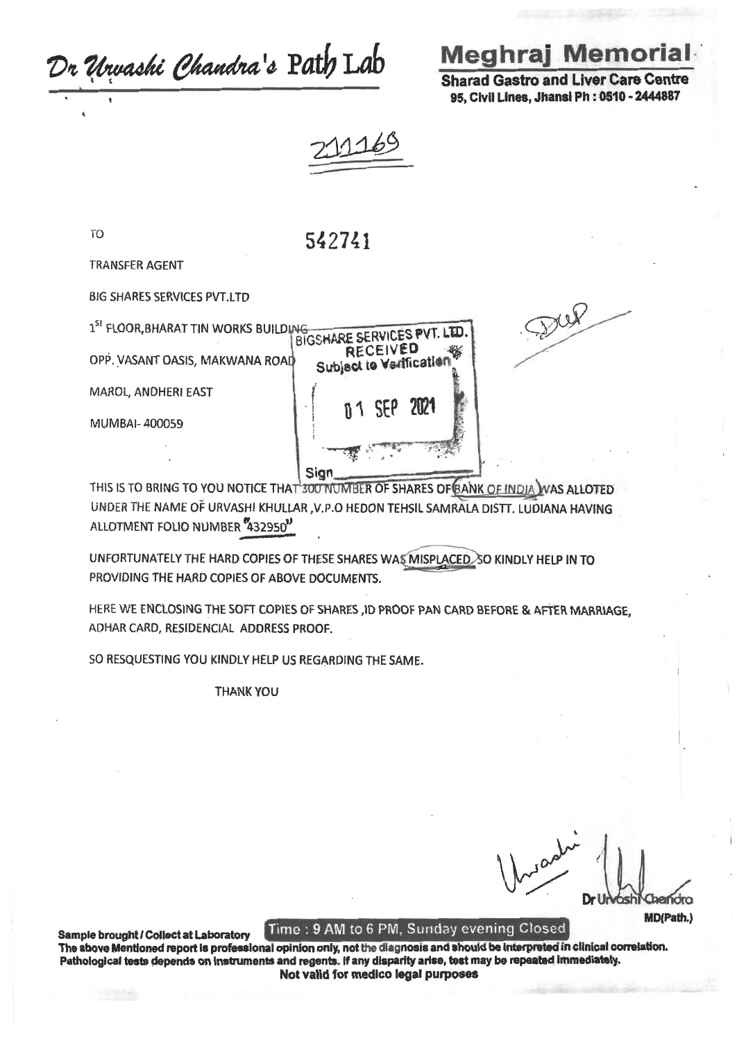Dr Urvashi Chandra's Path Lab

**Meghraj Memorial**

**Sharad Gastro and Liver Care Centre**
**95, Civil Lines, Jhansi Ph : 0510 - 2444887**

211169

TO

542741

TRANSFER AGENT

BIG SHARES SERVICES PVT.LTD

1ST FLOOR,BHARAT TIN WORKS BUILDING

OPP. VASANT OASIS, MAKWANA ROAD

MAROL, ANDHERI EAST

MUMBAI- 400059

BIGSHARE SERVICES PVT. LTD.
RECEIVED
Subject to Verification
01 SEP 2021
Sign

THIS IS TO BRING TO YOU NOTICE THAT 300 NUMBER OF SHARES OF BANK OF INDIA WAS ALLOTED UNDER THE NAME OF URVASHI KHULLAR ,V.P.O HEDON TEHSIL SAMRALA DISTT. LUDIANA HAVING ALLOTMENT FOLIO NUMBER "432950"

UNFORTUNATELY THE HARD COPIES OF THESE SHARES WAS MISPLACED SO KINDLY HELP IN TO PROVIDING THE HARD COPIES OF ABOVE DOCUMENTS.

HERE WE ENCLOSING THE SOFT COPIES OF SHARES ,ID PROOF PAN CARD BEFORE & AFTER MARRIAGE, ADHAR CARD, RESIDENCIAL ADDRESS PROOF.

SO RESQUESTING YOU KINDLY HELP US REGARDING THE SAME.

THANK YOU

Urvashi

Dr Urvashi Chandra
MD(Path.)

**Sample brought / Collect at Laboratory** Time : 9 AM to 6 PM, Sunday evening Closed

**The above Mentioned report is professional opinion only, not the diagnosis and should be interpreted in clinical correlation. Pathological tests depends on instruments and regents. If any disparity arise, test may be repeated immediately.**
**Not valid for medico legal purposes**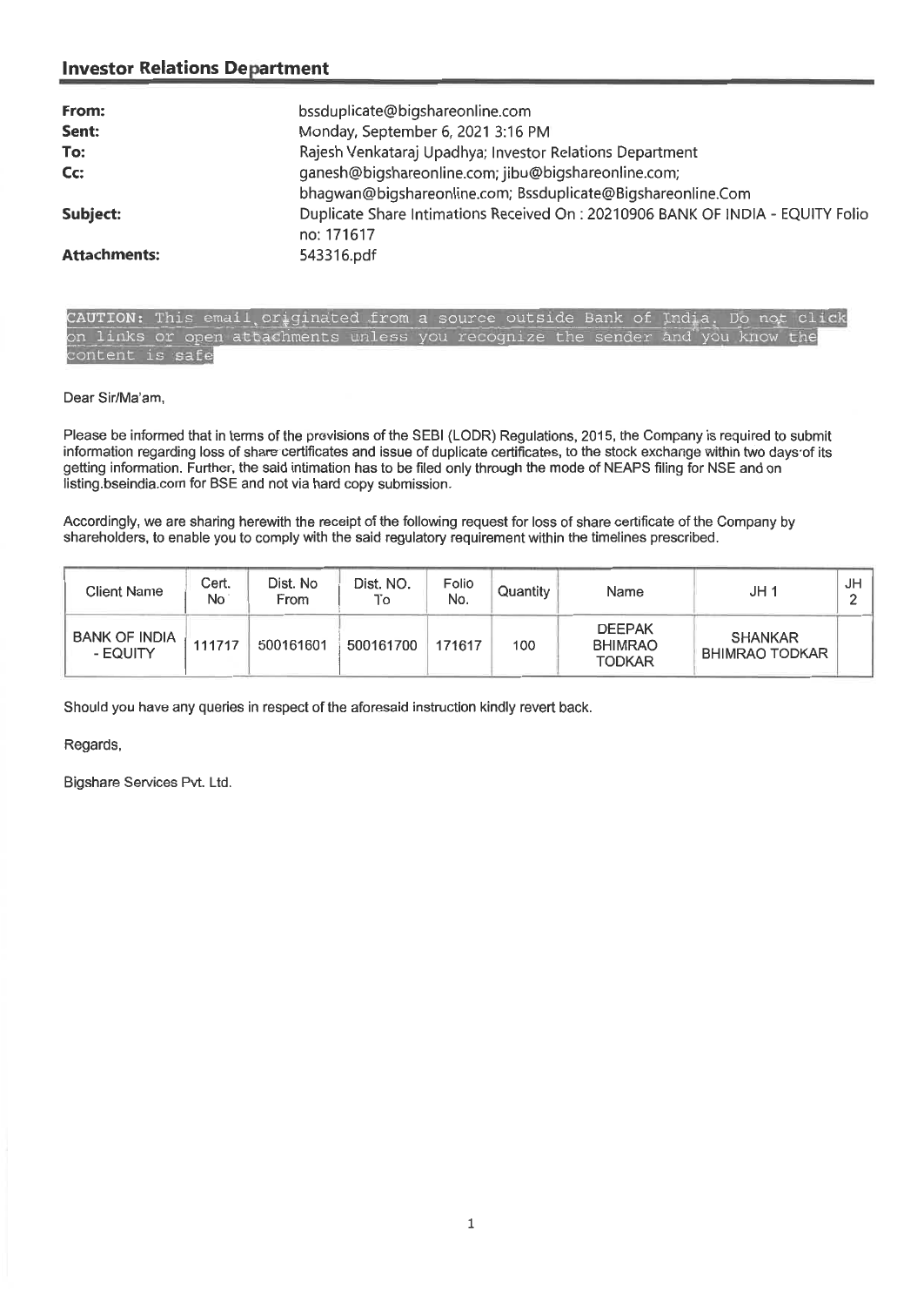## Investor Relations Department

| | |
|---|---|
| **From:** | bssduplicate@bigshareonline.com |
| **Sent:** | Monday, September 6, 2021 3:16 PM |
| **To:** | Rajesh Venkataraj Upadhya; Investor Relations Department |
| **Cc:** | ganesh@bigshareonline.com; jibu@bigshareonline.com; bhagwan@bigshareonline.com; Bssduplicate@Bigshareonline.Com |
| **Subject:** | Duplicate Share Intimations Received On : 20210906 BANK OF INDIA - EQUITY Folio no: 171617 |
| **Attachments:** | 543316.pdf |

CAUTION: This email originated from a source outside Bank of India. Do not click on links or open attachments unless you recognize the sender and you know the content is safe

Dear Sir/Ma'am,

Please be informed that in terms of the provisions of the SEBI (LODR) Regulations, 2015, the Company is required to submit information regarding loss of share certificates and issue of duplicate certificates, to the stock exchange within two days of its getting information. Further, the said intimation has to be filed only through the mode of NEAPS filing for NSE and on listing.bseindia.com for BSE and not via hard copy submission.

Accordingly, we are sharing herewith the receipt of the following request for loss of share certificate of the Company by shareholders, to enable you to comply with the said regulatory requirement within the timelines prescribed.

| Client Name | Cert. No | Dist. No From | Dist. NO. To | Folio No. | Quantity | Name | JH 1 | JH 2 |
|---|---|---|---|---|---|---|---|---|
| BANK OF INDIA - EQUITY | 111717 | 500161601 | 500161700 | 171617 | 100 | DEEPAK BHIMRAO TODKAR | SHANKAR BHIMRAO TODKAR | |

Should you have any queries in respect of the aforesaid instruction kindly revert back.

Regards,

Bigshare Services Pvt. Ltd.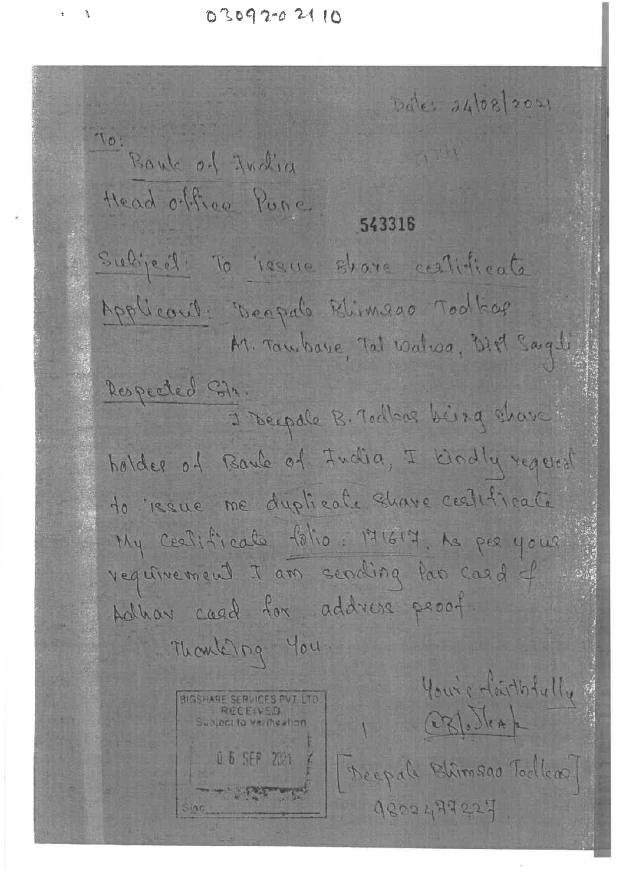03092-02110

Date: 24/08/2021

To:
Bank of India
Head office Pune

543316

Subject: To issue share certificate

Applicant: Deepak Bhimrao Todkar
At. Tambave, Tal Walwa, Dist Sangli

Respected Sir,

I Deepak B. Todkar being share holder of Bank of India, I kindly request to issue me duplicate share certificate My certificate folio : 171617. As per your requirement I am sending Pan card & Adhar card for address proof.

Thanking You.

BIGSHARE SERVICES PVT. LTD.
RECEIVED
Subject to Verification
06 SEP 2021
Sign.

Your's faithfully

[Deepak Bhimrao Todkar]
9822477227